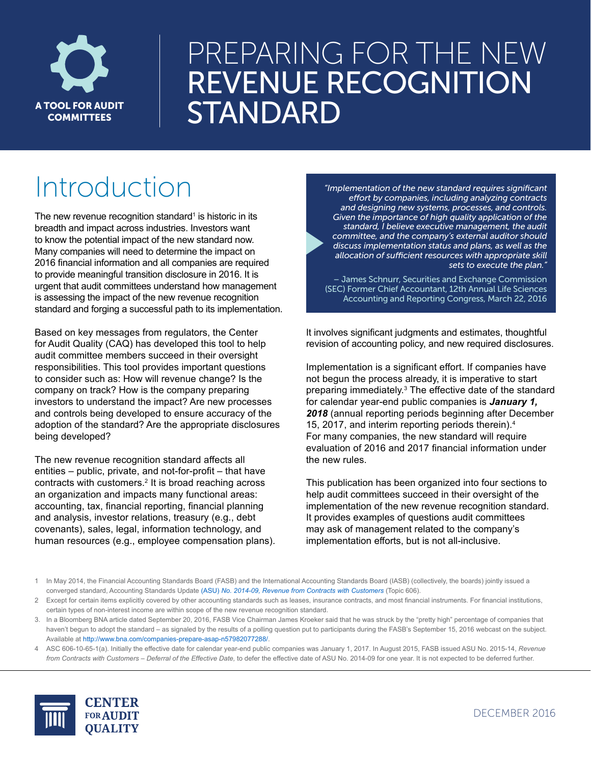A TOOL FOR AUDIT COMMITTEES

# PREPARING FOR THE NEW REVENUE RECOGNITION STANDARD

## Introduction

The new revenue recognition standard[1] is historic in its breadth and impact across industries. Investors want to know the potential impact of the new standard now. Many companies will need to determine the impact on 2016 financial information and all companies are required to provide meaningful transition disclosure in 2016. It is urgent that audit committees understand how management is assessing the impact of the new revenue recognition standard and forging a successful path to its implementation.

Based on key messages from regulators, the Center for Audit Quality (CAQ) has developed this tool to help audit committee members succeed in their oversight responsibilities. This tool provides important questions to consider such as: How will revenue change? Is the company on track? How is the company preparing investors to understand the impact? Are new processes and controls being developed to ensure accuracy of the adoption of the standard? Are the appropriate disclosures being developed?

The new revenue recognition standard affects all entities – public, private, and not-for-profit – that have contracts with customers.[2] It is broad reaching across an organization and impacts many functional areas: accounting, tax, financial reporting, financial planning and analysis, investor relations, treasury (e.g., debt covenants), sales, legal, information technology, and human resources (e.g., employee compensation plans).

> *"Implementation of the new standard requires significant effort by companies, including analyzing contracts and designing new systems, processes, and controls. Given the importance of high quality application of the standard, I believe executive management, the audit committee, and the company's external auditor should discuss implementation status and plans, as well as the allocation of sufficient resources with appropriate skill sets to execute the plan."*
>
> – James Schnurr, Securities and Exchange Commission (SEC) Former Chief Accountant, 12th Annual Life Sciences Accounting and Reporting Congress, March 22, 2016

It involves significant judgments and estimates, thoughtful revision of accounting policy, and new required disclosures.

Implementation is a significant effort. If companies have not begun the process already, it is imperative to start preparing immediately.[3] The effective date of the standard for calendar year-end public companies is ***January 1, 2018*** (annual reporting periods beginning after December 15, 2017, and interim reporting periods therein).[4] For many companies, the new standard will require evaluation of 2016 and 2017 financial information under the new rules.

This publication has been organized into four sections to help audit committees succeed in their oversight of the implementation of the new revenue recognition standard. It provides examples of questions audit committees may ask of management related to the company's implementation efforts, but is not all-inclusive.

---

1 In May 2014, the Financial Accounting Standards Board (FASB) and the International Accounting Standards Board (IASB) (collectively, the boards) jointly issued a converged standard, Accounting Standards Update (ASU) *No. 2014-09, Revenue from Contracts with Customers* (Topic 606).

2 Except for certain items explicitly covered by other accounting standards such as leases, insurance contracts, and most financial instruments. For financial institutions, certain types of non-interest income are within scope of the new revenue recognition standard.

3. In a Bloomberg BNA article dated September 20, 2016, FASB Vice Chairman James Kroeker said that he was struck by the "pretty high" percentage of companies that haven't begun to adopt the standard – as signaled by the results of a polling question put to participants during the FASB's September 15, 2016 webcast on the subject. Available at http://www.bna.com/companies-prepare-asap-n57982077288/.

4 ASC 606-10-65-1(a). Initially the effective date for calendar year-end public companies was January 1, 2017. In August 2015, FASB issued ASU No. 2015-14, *Revenue from Contracts with Customers – Deferral of the Effective Date,* to defer the effective date of ASU No. 2014-09 for one year. It is not expected to be deferred further.

CENTER FOR AUDIT QUALITY

DECEMBER 2016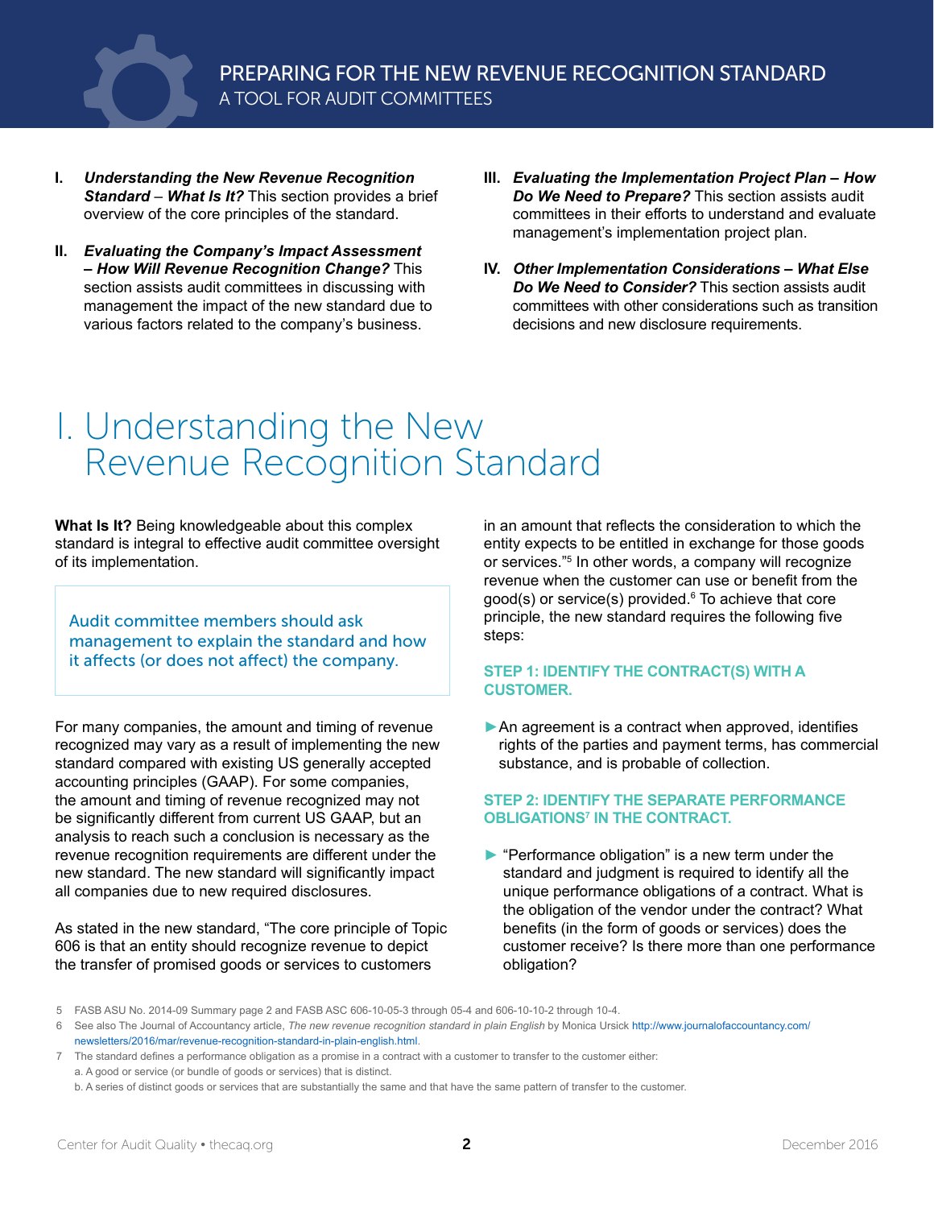I. ***Understanding the New Revenue Recognition Standard – What Is It?*** This section provides a brief overview of the core principles of the standard.

II. ***Evaluating the Company's Impact Assessment – How Will Revenue Recognition Change?*** This section assists audit committees in discussing with management the impact of the new standard due to various factors related to the company's business.

III. ***Evaluating the Implementation Project Plan – How Do We Need to Prepare?*** This section assists audit committees in their efforts to understand and evaluate management's implementation project plan.

IV. ***Other Implementation Considerations – What Else Do We Need to Consider?*** This section assists audit committees with other considerations such as transition decisions and new disclosure requirements.

# I. Understanding the New Revenue Recognition Standard

**What Is It?** Being knowledgeable about this complex standard is integral to effective audit committee oversight of its implementation.

> Audit committee members should ask management to explain the standard and how it affects (or does not affect) the company.

For many companies, the amount and timing of revenue recognized may vary as a result of implementing the new standard compared with existing US generally accepted accounting principles (GAAP). For some companies, the amount and timing of revenue recognized may not be significantly different from current US GAAP, but an analysis to reach such a conclusion is necessary as the revenue recognition requirements are different under the new standard. The new standard will significantly impact all companies due to new required disclosures.

As stated in the new standard, "The core principle of Topic 606 is that an entity should recognize revenue to depict the transfer of promised goods or services to customers in an amount that reflects the consideration to which the entity expects to be entitled in exchange for those goods or services."[5] In other words, a company will recognize revenue when the customer can use or benefit from the good(s) or service(s) provided.[6] To achieve that core principle, the new standard requires the following five steps:

### STEP 1: IDENTIFY THE CONTRACT(S) WITH A CUSTOMER.

- An agreement is a contract when approved, identifies rights of the parties and payment terms, has commercial substance, and is probable of collection.

### STEP 2: IDENTIFY THE SEPARATE PERFORMANCE OBLIGATIONS[7] IN THE CONTRACT.

- "Performance obligation" is a new term under the standard and judgment is required to identify all the unique performance obligations of a contract. What is the obligation of the vendor under the contract? What benefits (in the form of goods or services) does the customer receive? Is there more than one performance obligation?

---

5 FASB ASU No. 2014-09 Summary page 2 and FASB ASC 606-10-05-3 through 05-4 and 606-10-10-2 through 10-4.

6 See also The Journal of Accountancy article, *The new revenue recognition standard in plain English* by Monica Ursick http://www.journalofaccountancy.com/newsletters/2016/mar/revenue-recognition-standard-in-plain-english.html.

7 The standard defines a performance obligation as a promise in a contract with a customer to transfer to the customer either:
a. A good or service (or bundle of goods or services) that is distinct.
b. A series of distinct goods or services that are substantially the same and that have the same pattern of transfer to the customer.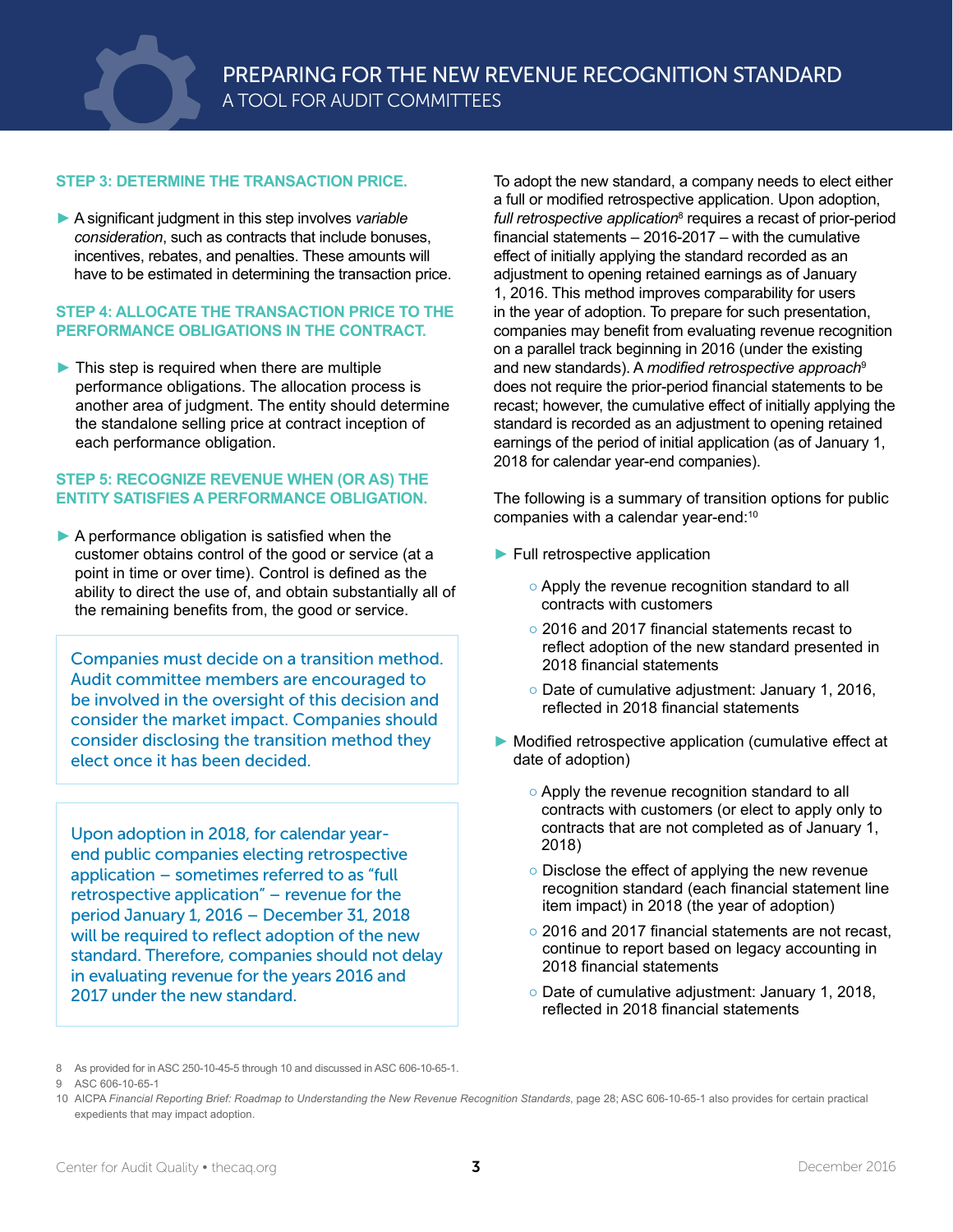### STEP 3: DETERMINE THE TRANSACTION PRICE.

- A significant judgment in this step involves *variable consideration*, such as contracts that include bonuses, incentives, rebates, and penalties. These amounts will have to be estimated in determining the transaction price.

### STEP 4: ALLOCATE THE TRANSACTION PRICE TO THE PERFORMANCE OBLIGATIONS IN THE CONTRACT.

- This step is required when there are multiple performance obligations. The allocation process is another area of judgment. The entity should determine the standalone selling price at contract inception of each performance obligation.

### STEP 5: RECOGNIZE REVENUE WHEN (OR AS) THE ENTITY SATISFIES A PERFORMANCE OBLIGATION.

- A performance obligation is satisfied when the customer obtains control of the good or service (at a point in time or over time). Control is defined as the ability to direct the use of, and obtain substantially all of the remaining benefits from, the good or service.

> Companies must decide on a transition method. Audit committee members are encouraged to be involved in the oversight of this decision and consider the market impact. Companies should consider disclosing the transition method they elect once it has been decided.

> Upon adoption in 2018, for calendar year-end public companies electing retrospective application – sometimes referred to as "full retrospective application" – revenue for the period January 1, 2016 – December 31, 2018 will be required to reflect adoption of the new standard. Therefore, companies should not delay in evaluating revenue for the years 2016 and 2017 under the new standard.

To adopt the new standard, a company needs to elect either a full or modified retrospective application. Upon adoption, *full retrospective application*[8] requires a recast of prior-period financial statements – 2016-2017 – with the cumulative effect of initially applying the standard recorded as an adjustment to opening retained earnings as of January 1, 2016. This method improves comparability for users in the year of adoption. To prepare for such presentation, companies may benefit from evaluating revenue recognition on a parallel track beginning in 2016 (under the existing and new standards). A *modified retrospective approach*[9] does not require the prior-period financial statements to be recast; however, the cumulative effect of initially applying the standard is recorded as an adjustment to opening retained earnings of the period of initial application (as of January 1, 2018 for calendar year-end companies).

The following is a summary of transition options for public companies with a calendar year-end:[10]

- Full retrospective application
  - Apply the revenue recognition standard to all contracts with customers
  - 2016 and 2017 financial statements recast to reflect adoption of the new standard presented in 2018 financial statements
  - Date of cumulative adjustment: January 1, 2016, reflected in 2018 financial statements
- Modified retrospective application (cumulative effect at date of adoption)
  - Apply the revenue recognition standard to all contracts with customers (or elect to apply only to contracts that are not completed as of January 1, 2018)
  - Disclose the effect of applying the new revenue recognition standard (each financial statement line item impact) in 2018 (the year of adoption)
  - 2016 and 2017 financial statements are not recast, continue to report based on legacy accounting in 2018 financial statements
  - Date of cumulative adjustment: January 1, 2018, reflected in 2018 financial statements

---

8 As provided for in ASC 250-10-45-5 through 10 and discussed in ASC 606-10-65-1.

9 ASC 606-10-65-1

10 AICPA *Financial Reporting Brief: Roadmap to Understanding the New Revenue Recognition Standards*, page 28; ASC 606-10-65-1 also provides for certain practical expedients that may impact adoption.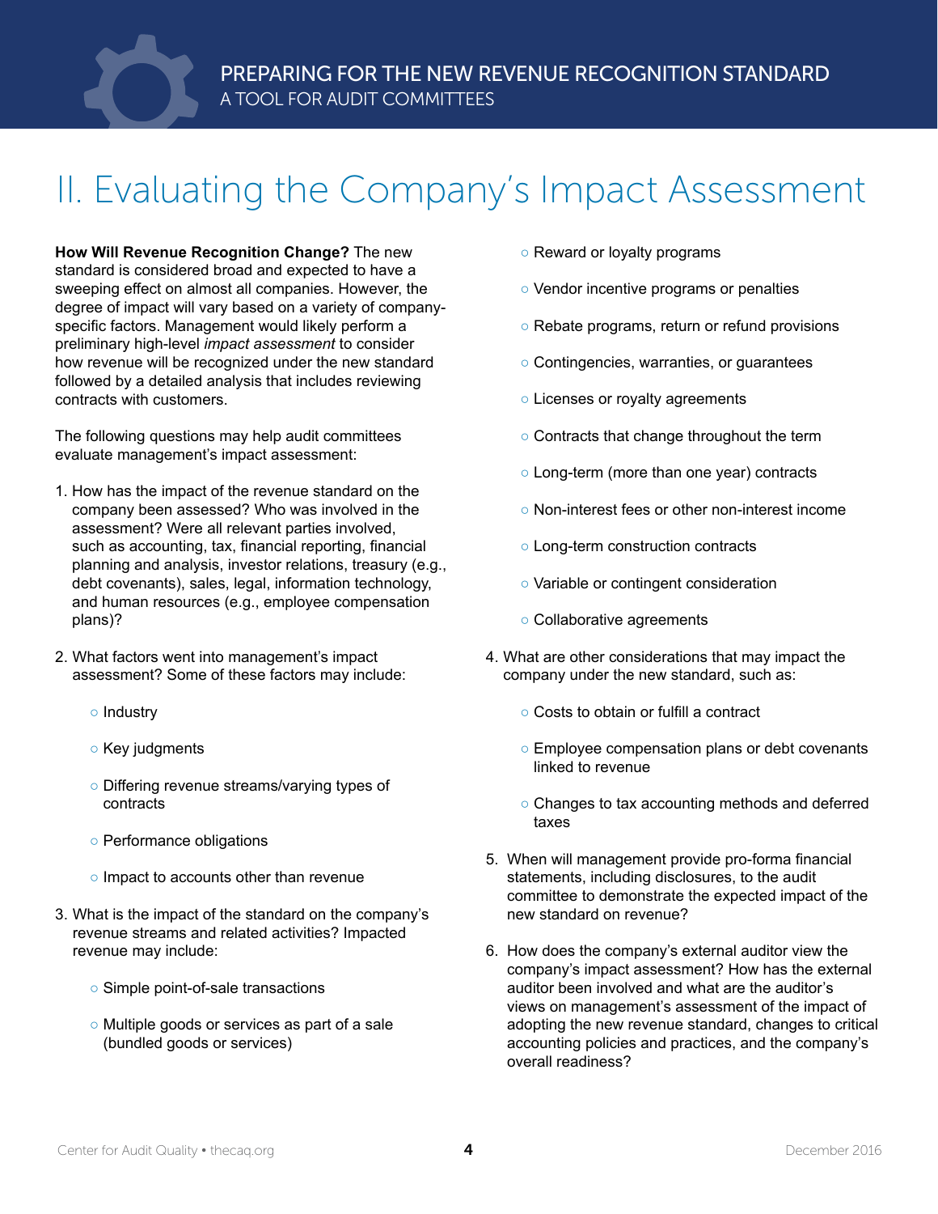# II. Evaluating the Company's Impact Assessment

**How Will Revenue Recognition Change?** The new standard is considered broad and expected to have a sweeping effect on almost all companies. However, the degree of impact will vary based on a variety of company-specific factors. Management would likely perform a preliminary high-level *impact assessment* to consider how revenue will be recognized under the new standard followed by a detailed analysis that includes reviewing contracts with customers.

The following questions may help audit committees evaluate management's impact assessment:

1. How has the impact of the revenue standard on the company been assessed? Who was involved in the assessment? Were all relevant parties involved, such as accounting, tax, financial reporting, financial planning and analysis, investor relations, treasury (e.g., debt covenants), sales, legal, information technology, and human resources (e.g., employee compensation plans)?

2. What factors went into management's impact assessment? Some of these factors may include:
   - Industry
   - Key judgments
   - Differing revenue streams/varying types of contracts
   - Performance obligations
   - Impact to accounts other than revenue

3. What is the impact of the standard on the company's revenue streams and related activities? Impacted revenue may include:
   - Simple point-of-sale transactions
   - Multiple goods or services as part of a sale (bundled goods or services)
   - Reward or loyalty programs
   - Vendor incentive programs or penalties
   - Rebate programs, return or refund provisions
   - Contingencies, warranties, or guarantees
   - Licenses or royalty agreements
   - Contracts that change throughout the term
   - Long-term (more than one year) contracts
   - Non-interest fees or other non-interest income
   - Long-term construction contracts
   - Variable or contingent consideration
   - Collaborative agreements

4. What are other considerations that may impact the company under the new standard, such as:
   - Costs to obtain or fulfill a contract
   - Employee compensation plans or debt covenants linked to revenue
   - Changes to tax accounting methods and deferred taxes

5. When will management provide pro-forma financial statements, including disclosures, to the audit committee to demonstrate the expected impact of the new standard on revenue?

6. How does the company's external auditor view the company's impact assessment? How has the external auditor been involved and what are the auditor's views on management's assessment of the impact of adopting the new revenue standard, changes to critical accounting policies and practices, and the company's overall readiness?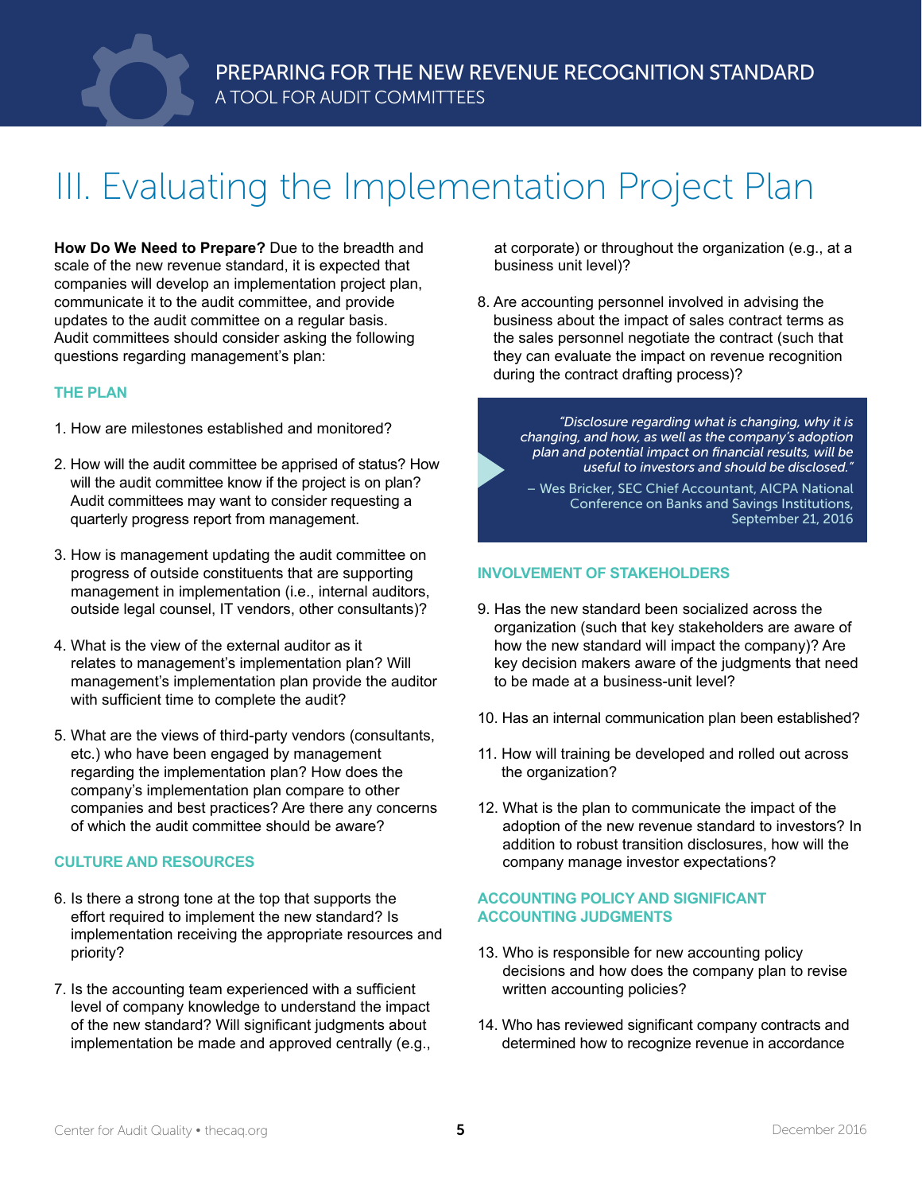# III. Evaluating the Implementation Project Plan

**How Do We Need to Prepare?** Due to the breadth and scale of the new revenue standard, it is expected that companies will develop an implementation project plan, communicate it to the audit committee, and provide updates to the audit committee on a regular basis. Audit committees should consider asking the following questions regarding management's plan:

## THE PLAN

1. How are milestones established and monitored?

2. How will the audit committee be apprised of status? How will the audit committee know if the project is on plan? Audit committees may want to consider requesting a quarterly progress report from management.

3. How is management updating the audit committee on progress of outside constituents that are supporting management in implementation (i.e., internal auditors, outside legal counsel, IT vendors, other consultants)?

4. What is the view of the external auditor as it relates to management's implementation plan? Will management's implementation plan provide the auditor with sufficient time to complete the audit?

5. What are the views of third-party vendors (consultants, etc.) who have been engaged by management regarding the implementation plan? How does the company's implementation plan compare to other companies and best practices? Are there any concerns of which the audit committee should be aware?

## CULTURE AND RESOURCES

6. Is there a strong tone at the top that supports the effort required to implement the new standard? Is implementation receiving the appropriate resources and priority?

7. Is the accounting team experienced with a sufficient level of company knowledge to understand the impact of the new standard? Will significant judgments about implementation be made and approved centrally (e.g., at corporate) or throughout the organization (e.g., at a business unit level)?

8. Are accounting personnel involved in advising the business about the impact of sales contract terms as the sales personnel negotiate the contract (such that they can evaluate the impact on revenue recognition during the contract drafting process)?

> *"Disclosure regarding what is changing, why it is changing, and how, as well as the company's adoption plan and potential impact on financial results, will be useful to investors and should be disclosed."*
>
> – Wes Bricker, SEC Chief Accountant, AICPA National Conference on Banks and Savings Institutions, September 21, 2016

## INVOLVEMENT OF STAKEHOLDERS

9. Has the new standard been socialized across the organization (such that key stakeholders are aware of how the new standard will impact the company)? Are key decision makers aware of the judgments that need to be made at a business-unit level?

10. Has an internal communication plan been established?

11. How will training be developed and rolled out across the organization?

12. What is the plan to communicate the impact of the adoption of the new revenue standard to investors? In addition to robust transition disclosures, how will the company manage investor expectations?

## ACCOUNTING POLICY AND SIGNIFICANT ACCOUNTING JUDGMENTS

13. Who is responsible for new accounting policy decisions and how does the company plan to revise written accounting policies?

14. Who has reviewed significant company contracts and determined how to recognize revenue in accordance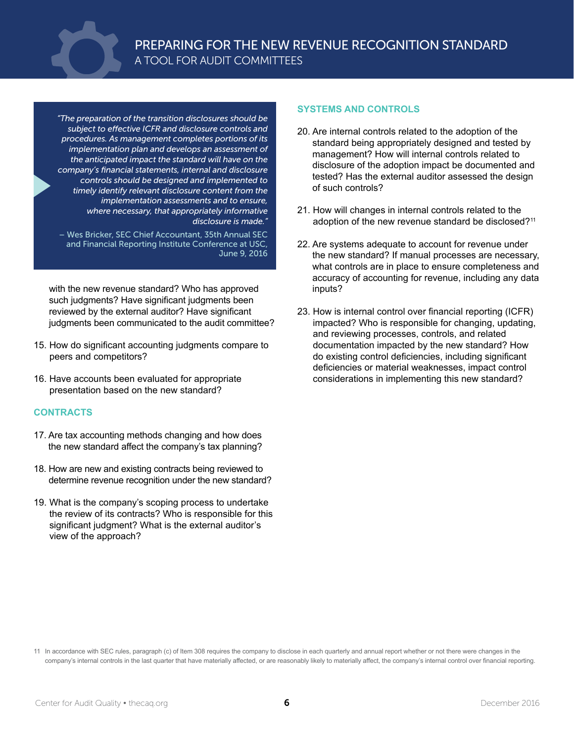> *"The preparation of the transition disclosures should be subject to effective ICFR and disclosure controls and procedures. As management completes portions of its implementation plan and develops an assessment of the anticipated impact the standard will have on the company's financial statements, internal and disclosure controls should be designed and implemented to timely identify relevant disclosure content from the implementation assessments and to ensure, where necessary, that appropriately informative disclosure is made."*
>
> – Wes Bricker, SEC Chief Accountant, 35th Annual SEC and Financial Reporting Institute Conference at USC, June 9, 2016

with the new revenue standard? Who has approved such judgments? Have significant judgments been reviewed by the external auditor? Have significant judgments been communicated to the audit committee?

15. How do significant accounting judgments compare to peers and competitors?

16. Have accounts been evaluated for appropriate presentation based on the new standard?

## CONTRACTS

17. Are tax accounting methods changing and how does the new standard affect the company's tax planning?

18. How are new and existing contracts being reviewed to determine revenue recognition under the new standard?

19. What is the company's scoping process to undertake the review of its contracts? Who is responsible for this significant judgment? What is the external auditor's view of the approach?

## SYSTEMS AND CONTROLS

20. Are internal controls related to the adoption of the standard being appropriately designed and tested by management? How will internal controls related to disclosure of the adoption impact be documented and tested? Has the external auditor assessed the design of such controls?

21. How will changes in internal controls related to the adoption of the new revenue standard be disclosed?[11]

22. Are systems adequate to account for revenue under the new standard? If manual processes are necessary, what controls are in place to ensure completeness and accuracy of accounting for revenue, including any data inputs?

23. How is internal control over financial reporting (ICFR) impacted? Who is responsible for changing, updating, and reviewing processes, controls, and related documentation impacted by the new standard? How do existing control deficiencies, including significant deficiencies or material weaknesses, impact control considerations in implementing this new standard?

---

11 In accordance with SEC rules, paragraph (c) of Item 308 requires the company to disclose in each quarterly and annual report whether or not there were changes in the company's internal controls in the last quarter that have materially affected, or are reasonably likely to materially affect, the company's internal control over financial reporting.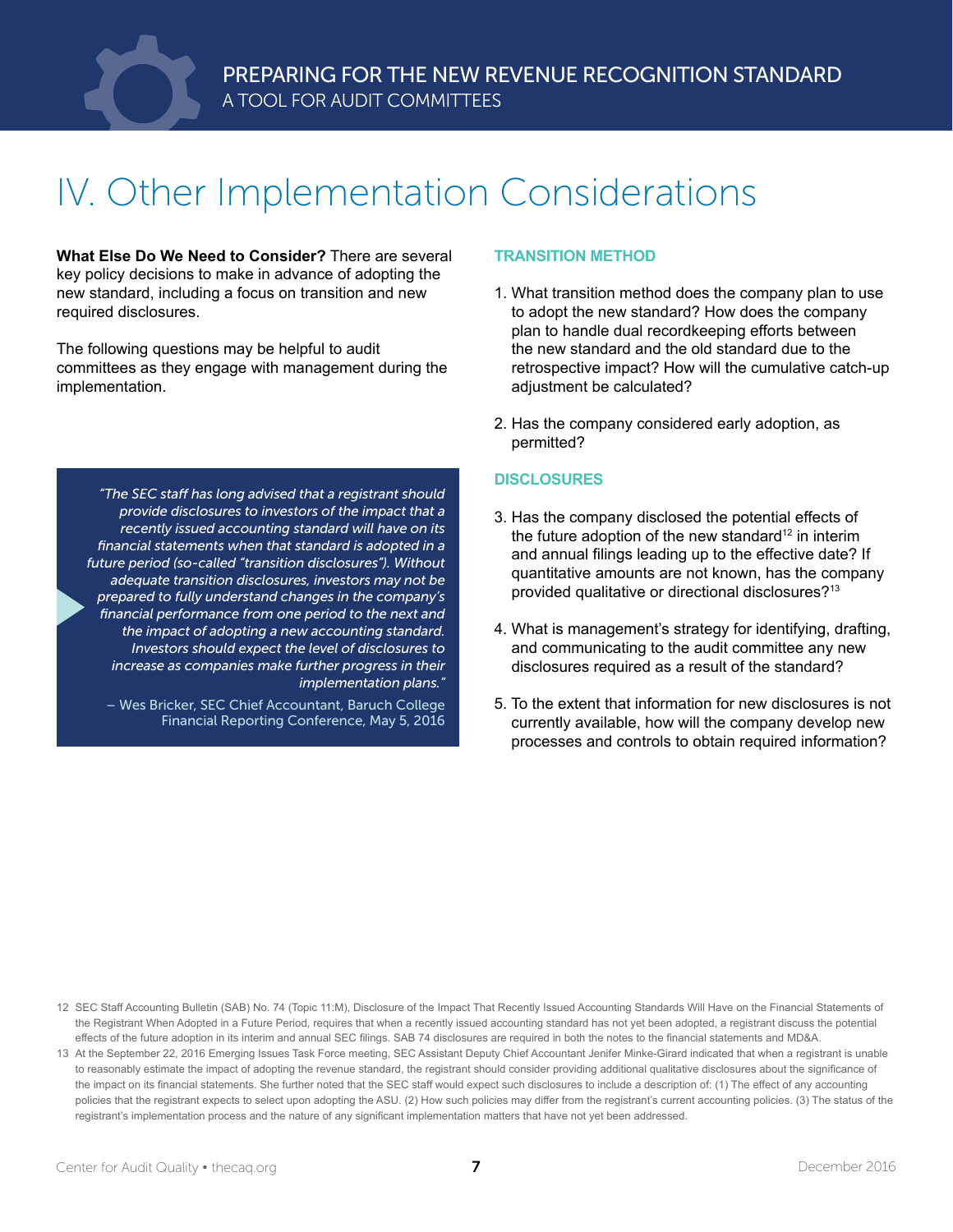# IV. Other Implementation Considerations

**What Else Do We Need to Consider?** There are several key policy decisions to make in advance of adopting the new standard, including a focus on transition and new required disclosures.

The following questions may be helpful to audit committees as they engage with management during the implementation.

> *"The SEC staff has long advised that a registrant should provide disclosures to investors of the impact that a recently issued accounting standard will have on its financial statements when that standard is adopted in a future period (so-called "transition disclosures"). Without adequate transition disclosures, investors may not be prepared to fully understand changes in the company's financial performance from one period to the next and the impact of adopting a new accounting standard. Investors should expect the level of disclosures to increase as companies make further progress in their implementation plans."*
>
> – Wes Bricker, SEC Chief Accountant, Baruch College Financial Reporting Conference, May 5, 2016

### TRANSITION METHOD

1. What transition method does the company plan to use to adopt the new standard? How does the company plan to handle dual recordkeeping efforts between the new standard and the old standard due to the retrospective impact? How will the cumulative catch-up adjustment be calculated?

2. Has the company considered early adoption, as permitted?

### DISCLOSURES

3. Has the company disclosed the potential effects of the future adoption of the new standard[12] in interim and annual filings leading up to the effective date? If quantitative amounts are not known, has the company provided qualitative or directional disclosures?[13]

4. What is management's strategy for identifying, drafting, and communicating to the audit committee any new disclosures required as a result of the standard?

5. To the extent that information for new disclosures is not currently available, how will the company develop new processes and controls to obtain required information?

---

12 SEC Staff Accounting Bulletin (SAB) No. 74 (Topic 11:M), Disclosure of the Impact That Recently Issued Accounting Standards Will Have on the Financial Statements of the Registrant When Adopted in a Future Period, requires that when a recently issued accounting standard has not yet been adopted, a registrant discuss the potential effects of the future adoption in its interim and annual SEC filings. SAB 74 disclosures are required in both the notes to the financial statements and MD&A.

13 At the September 22, 2016 Emerging Issues Task Force meeting, SEC Assistant Deputy Chief Accountant Jenifer Minke-Girard indicated that when a registrant is unable to reasonably estimate the impact of adopting the revenue standard, the registrant should consider providing additional qualitative disclosures about the significance of the impact on its financial statements. She further noted that the SEC staff would expect such disclosures to include a description of: (1) The effect of any accounting policies that the registrant expects to select upon adopting the ASU. (2) How such policies may differ from the registrant's current accounting policies. (3) The status of the registrant's implementation process and the nature of any significant implementation matters that have not yet been addressed.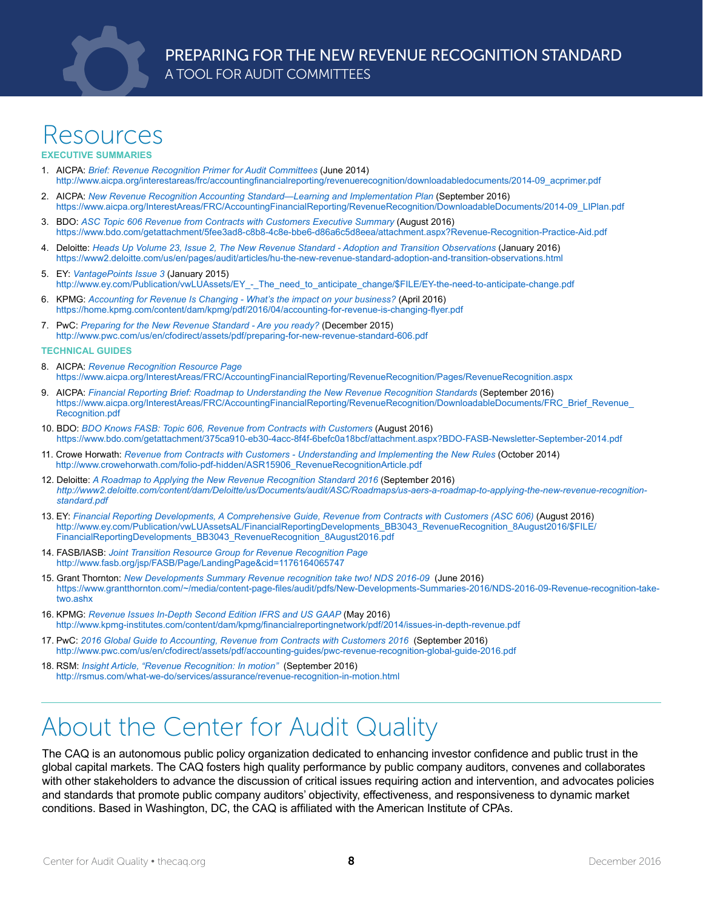# Resources

### EXECUTIVE SUMMARIES

1. AICPA: *Brief: Revenue Recognition Primer for Audit Committees* (June 2014)
   http://www.aicpa.org/interestareas/frc/accountingfinancialreporting/revenuerecognition/downloadabledocuments/2014-09_acprimer.pdf
2. AICPA: *New Revenue Recognition Accounting Standard—Learning and Implementation Plan* (September 2016)
   https://www.aicpa.org/InterestAreas/FRC/AccountingFinancialReporting/RevenueRecognition/DownloadableDocuments/2014-09_LIPlan.pdf
3. BDO: *ASC Topic 606 Revenue from Contracts with Customers Executive Summary* (August 2016)
   https://www.bdo.com/getattachment/5fee3ad8-c8b8-4c8e-bbe6-d86a6c5d8eea/attachment.aspx?Revenue-Recognition-Practice-Aid.pdf
4. Deloitte: *Heads Up Volume 23, Issue 2, The New Revenue Standard - Adoption and Transition Observations* (January 2016)
   https://www2.deloitte.com/us/en/pages/audit/articles/hu-the-new-revenue-standard-adoption-and-transition-observations.html
5. EY: *VantagePoints Issue 3* (January 2015)
   http://www.ey.com/Publication/vwLUAssets/EY_-_The_need_to_anticipate_change/$FILE/EY-the-need-to-anticipate-change.pdf
6. KPMG: *Accounting for Revenue Is Changing - What's the impact on your business?* (April 2016)
   https://home.kpmg.com/content/dam/kpmg/pdf/2016/04/accounting-for-revenue-is-changing-flyer.pdf
7. PwC: *Preparing for the New Revenue Standard - Are you ready?* (December 2015)
   http://www.pwc.com/us/en/cfodirect/assets/pdf/preparing-for-new-revenue-standard-606.pdf

### TECHNICAL GUIDES

8. AICPA: *Revenue Recognition Resource Page*
   https://www.aicpa.org/InterestAreas/FRC/AccountingFinancialReporting/RevenueRecognition/Pages/RevenueRecognition.aspx
9. AICPA: *Financial Reporting Brief: Roadmap to Understanding the New Revenue Recognition Standards* (September 2016)
   https://www.aicpa.org/InterestAreas/FRC/AccountingFinancialReporting/RevenueRecognition/DownloadableDocuments/FRC_Brief_Revenue_Recognition.pdf
10. BDO: *BDO Knows FASB: Topic 606, Revenue from Contracts with Customers* (August 2016)
    https://www.bdo.com/getattachment/375ca910-eb30-4acc-8f4f-6befc0a18bcf/attachment.aspx?BDO-FASB-Newsletter-September-2014.pdf
11. Crowe Horwath: *Revenue from Contracts with Customers - Understanding and Implementing the New Rules* (October 2014)
    http://www.crowehorwath.com/folio-pdf-hidden/ASR15906_RevenueRecognitionArticle.pdf
12. Deloitte: *A Roadmap to Applying the New Revenue Recognition Standard 2016* (September 2016)
    *http://www2.deloitte.com/content/dam/Deloitte/us/Documents/audit/ASC/Roadmaps/us-aers-a-roadmap-to-applying-the-new-revenue-recognition-standard.pdf*
13. EY: *Financial Reporting Developments, A Comprehensive Guide, Revenue from Contracts with Customers (ASC 606)* (August 2016)
    http://www.ey.com/Publication/vwLUAssetsAL/FinancialReportingDevelopments_BB3043_RevenueRecognition_8August2016/$FILE/FinancialReportingDevelopments_BB3043_RevenueRecognition_8August2016.pdf
14. FASB/IASB: *Joint Transition Resource Group for Revenue Recognition Page*
    http://www.fasb.org/jsp/FASB/Page/LandingPage&cid=1176164065747
15. Grant Thornton: *New Developments Summary Revenue recognition take two! NDS 2016-09* (June 2016)
    https://www.grantthornton.com/~/media/content-page-files/audit/pdfs/New-Developments-Summaries-2016/NDS-2016-09-Revenue-recognition-take-two.ashx
16. KPMG: *Revenue Issues In-Depth Second Edition IFRS and US GAAP* (May 2016)
    http://www.kpmg-institutes.com/content/dam/kpmg/financialreportingnetwork/pdf/2014/issues-in-depth-revenue.pdf
17. PwC: *2016 Global Guide to Accounting, Revenue from Contracts with Customers 2016* (September 2016)
    http://www.pwc.com/us/en/cfodirect/assets/pdf/accounting-guides/pwc-revenue-recognition-global-guide-2016.pdf
18. RSM: *Insight Article, "Revenue Recognition: In motion"* (September 2016)
    http://rsmus.com/what-we-do/services/assurance/revenue-recognition-in-motion.html

# About the Center for Audit Quality

The CAQ is an autonomous public policy organization dedicated to enhancing investor confidence and public trust in the global capital markets. The CAQ fosters high quality performance by public company auditors, convenes and collaborates with other stakeholders to advance the discussion of critical issues requiring action and intervention, and advocates policies and standards that promote public company auditors' objectivity, effectiveness, and responsiveness to dynamic market conditions. Based in Washington, DC, the CAQ is affiliated with the American Institute of CPAs.